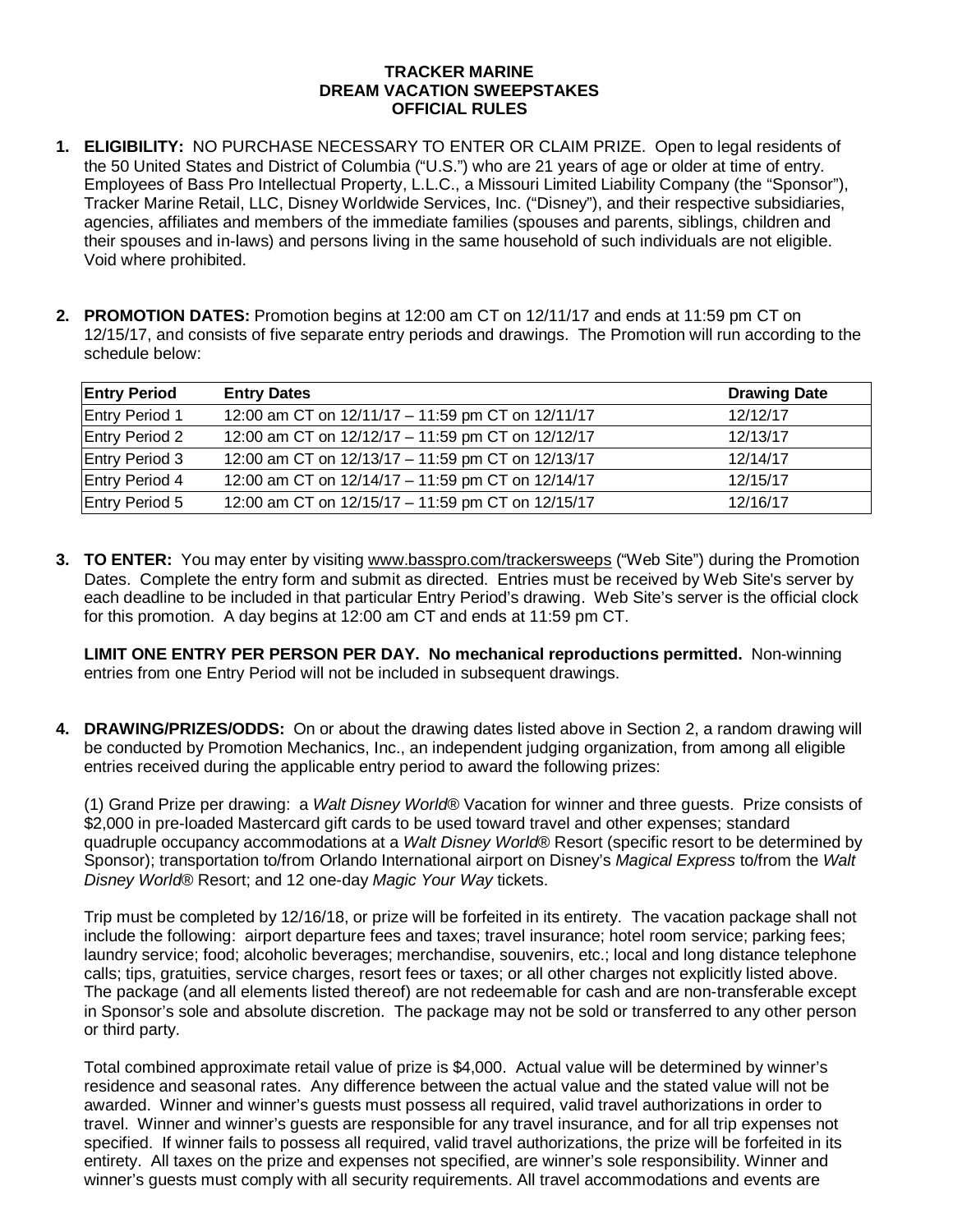# TRACKER MARINE
# DREAM VACATION SWEEPSTAKES
# OFFICIAL RULES

1. **ELIGIBILITY:** NO PURCHASE NECESSARY TO ENTER OR CLAIM PRIZE. Open to legal residents of the 50 United States and District of Columbia ("U.S.") who are 21 years of age or older at time of entry. Employees of Bass Pro Intellectual Property, L.L.C., a Missouri Limited Liability Company (the "Sponsor"), Tracker Marine Retail, LLC, Disney Worldwide Services, Inc. ("Disney"), and their respective subsidiaries, agencies, affiliates and members of the immediate families (spouses and parents, siblings, children and their spouses and in-laws) and persons living in the same household of such individuals are not eligible. Void where prohibited.

2. **PROMOTION DATES:** Promotion begins at 12:00 am CT on 12/11/17 and ends at 11:59 pm CT on 12/15/17, and consists of five separate entry periods and drawings. The Promotion will run according to the schedule below:

| Entry Period | Entry Dates | Drawing Date |
|---|---|---|
| Entry Period 1 | 12:00 am CT on 12/11/17 – 11:59 pm CT on 12/11/17 | 12/12/17 |
| Entry Period 2 | 12:00 am CT on 12/12/17 – 11:59 pm CT on 12/12/17 | 12/13/17 |
| Entry Period 3 | 12:00 am CT on 12/13/17 – 11:59 pm CT on 12/13/17 | 12/14/17 |
| Entry Period 4 | 12:00 am CT on 12/14/17 – 11:59 pm CT on 12/14/17 | 12/15/17 |
| Entry Period 5 | 12:00 am CT on 12/15/17 – 11:59 pm CT on 12/15/17 | 12/16/17 |

3. **TO ENTER:** You may enter by visiting www.basspro.com/trackersweeps ("Web Site") during the Promotion Dates. Complete the entry form and submit as directed. Entries must be received by Web Site's server by each deadline to be included in that particular Entry Period's drawing. Web Site's server is the official clock for this promotion. A day begins at 12:00 am CT and ends at 11:59 pm CT.

   **LIMIT ONE ENTRY PER PERSON PER DAY. No mechanical reproductions permitted.** Non-winning entries from one Entry Period will not be included in subsequent drawings.

4. **DRAWING/PRIZES/ODDS:** On or about the drawing dates listed above in Section 2, a random drawing will be conducted by Promotion Mechanics, Inc., an independent judging organization, from among all eligible entries received during the applicable entry period to award the following prizes:

   (1) Grand Prize per drawing: a *Walt Disney World*® Vacation for winner and three guests. Prize consists of $2,000 in pre-loaded Mastercard gift cards to be used toward travel and other expenses; standard quadruple occupancy accommodations at a *Walt Disney World*® Resort (specific resort to be determined by Sponsor); transportation to/from Orlando International airport on Disney's *Magical Express* to/from the *Walt Disney World*® Resort; and 12 one-day *Magic Your Way* tickets.

   Trip must be completed by 12/16/18, or prize will be forfeited in its entirety. The vacation package shall not include the following: airport departure fees and taxes; travel insurance; hotel room service; parking fees; laundry service; food; alcoholic beverages; merchandise, souvenirs, etc.; local and long distance telephone calls; tips, gratuities, service charges, resort fees or taxes; or all other charges not explicitly listed above. The package (and all elements listed thereof) are not redeemable for cash and are non-transferable except in Sponsor's sole and absolute discretion. The package may not be sold or transferred to any other person or third party.

   Total combined approximate retail value of prize is $4,000. Actual value will be determined by winner's residence and seasonal rates. Any difference between the actual value and the stated value will not be awarded. Winner and winner's guests must possess all required, valid travel authorizations in order to travel. Winner and winner's guests are responsible for any travel insurance, and for all trip expenses not specified. If winner fails to possess all required, valid travel authorizations, the prize will be forfeited in its entirety. All taxes on the prize and expenses not specified, are winner's sole responsibility. Winner and winner's guests must comply with all security requirements. All travel accommodations and events are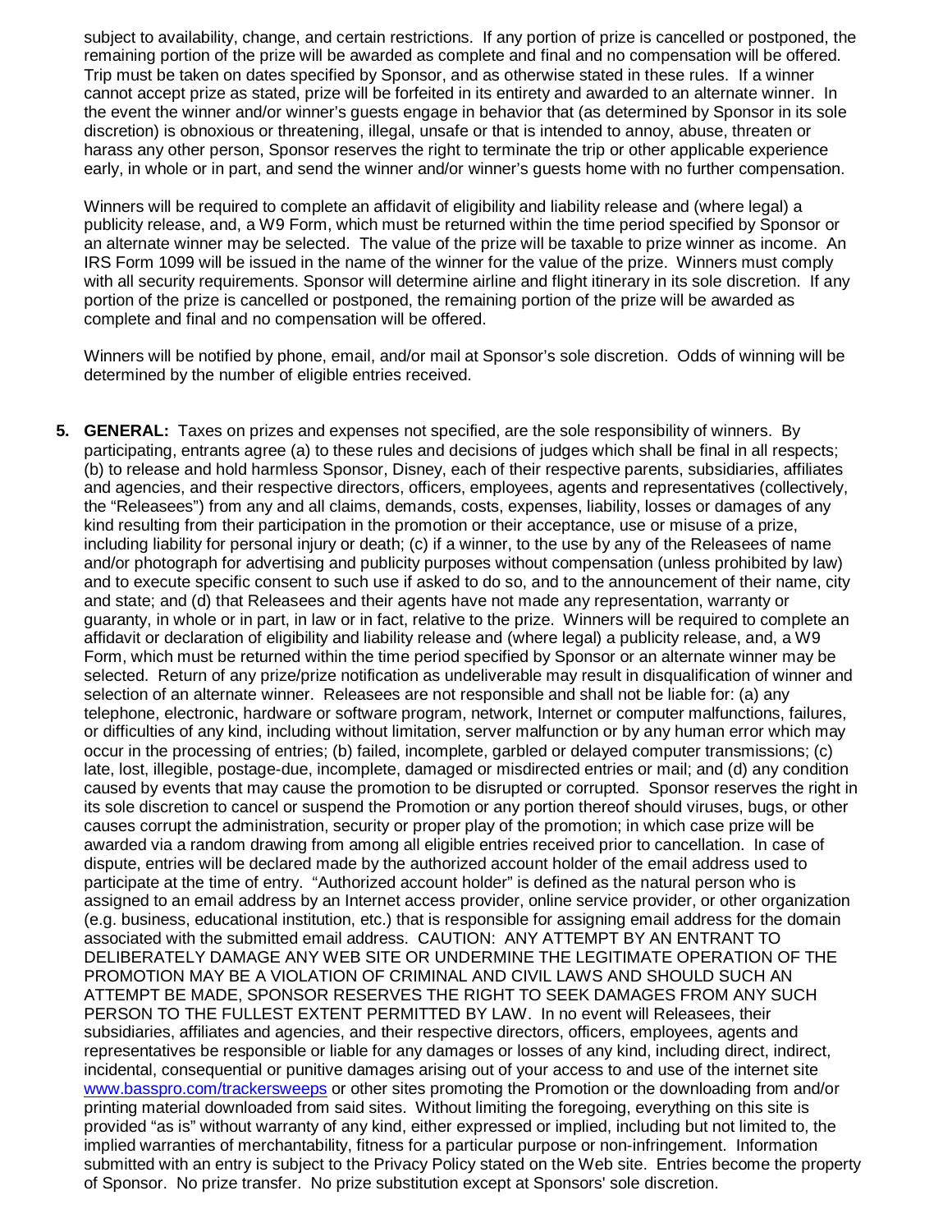subject to availability, change, and certain restrictions. If any portion of prize is cancelled or postponed, the remaining portion of the prize will be awarded as complete and final and no compensation will be offered. Trip must be taken on dates specified by Sponsor, and as otherwise stated in these rules. If a winner cannot accept prize as stated, prize will be forfeited in its entirety and awarded to an alternate winner. In the event the winner and/or winner's guests engage in behavior that (as determined by Sponsor in its sole discretion) is obnoxious or threatening, illegal, unsafe or that is intended to annoy, abuse, threaten or harass any other person, Sponsor reserves the right to terminate the trip or other applicable experience early, in whole or in part, and send the winner and/or winner's guests home with no further compensation.

Winners will be required to complete an affidavit of eligibility and liability release and (where legal) a publicity release, and, a W9 Form, which must be returned within the time period specified by Sponsor or an alternate winner may be selected. The value of the prize will be taxable to prize winner as income. An IRS Form 1099 will be issued in the name of the winner for the value of the prize. Winners must comply with all security requirements. Sponsor will determine airline and flight itinerary in its sole discretion. If any portion of the prize is cancelled or postponed, the remaining portion of the prize will be awarded as complete and final and no compensation will be offered.

Winners will be notified by phone, email, and/or mail at Sponsor's sole discretion. Odds of winning will be determined by the number of eligible entries received.

5. **GENERAL:** Taxes on prizes and expenses not specified, are the sole responsibility of winners. By participating, entrants agree (a) to these rules and decisions of judges which shall be final in all respects; (b) to release and hold harmless Sponsor, Disney, each of their respective parents, subsidiaries, affiliates and agencies, and their respective directors, officers, employees, agents and representatives (collectively, the "Releasees") from any and all claims, demands, costs, expenses, liability, losses or damages of any kind resulting from their participation in the promotion or their acceptance, use or misuse of a prize, including liability for personal injury or death; (c) if a winner, to the use by any of the Releasees of name and/or photograph for advertising and publicity purposes without compensation (unless prohibited by law) and to execute specific consent to such use if asked to do so, and to the announcement of their name, city and state; and (d) that Releasees and their agents have not made any representation, warranty or guaranty, in whole or in part, in law or in fact, relative to the prize. Winners will be required to complete an affidavit or declaration of eligibility and liability release and (where legal) a publicity release, and, a W9 Form, which must be returned within the time period specified by Sponsor or an alternate winner may be selected. Return of any prize/prize notification as undeliverable may result in disqualification of winner and selection of an alternate winner. Releasees are not responsible and shall not be liable for: (a) any telephone, electronic, hardware or software program, network, Internet or computer malfunctions, failures, or difficulties of any kind, including without limitation, server malfunction or by any human error which may occur in the processing of entries; (b) failed, incomplete, garbled or delayed computer transmissions; (c) late, lost, illegible, postage-due, incomplete, damaged or misdirected entries or mail; and (d) any condition caused by events that may cause the promotion to be disrupted or corrupted. Sponsor reserves the right in its sole discretion to cancel or suspend the Promotion or any portion thereof should viruses, bugs, or other causes corrupt the administration, security or proper play of the promotion; in which case prize will be awarded via a random drawing from among all eligible entries received prior to cancellation. In case of dispute, entries will be declared made by the authorized account holder of the email address used to participate at the time of entry. "Authorized account holder" is defined as the natural person who is assigned to an email address by an Internet access provider, online service provider, or other organization (e.g. business, educational institution, etc.) that is responsible for assigning email address for the domain associated with the submitted email address. CAUTION: ANY ATTEMPT BY AN ENTRANT TO DELIBERATELY DAMAGE ANY WEB SITE OR UNDERMINE THE LEGITIMATE OPERATION OF THE PROMOTION MAY BE A VIOLATION OF CRIMINAL AND CIVIL LAWS AND SHOULD SUCH AN ATTEMPT BE MADE, SPONSOR RESERVES THE RIGHT TO SEEK DAMAGES FROM ANY SUCH PERSON TO THE FULLEST EXTENT PERMITTED BY LAW. In no event will Releasees, their subsidiaries, affiliates and agencies, and their respective directors, officers, employees, agents and representatives be responsible or liable for any damages or losses of any kind, including direct, indirect, incidental, consequential or punitive damages arising out of your access to and use of the internet site www.basspro.com/trackersweeps or other sites promoting the Promotion or the downloading from and/or printing material downloaded from said sites. Without limiting the foregoing, everything on this site is provided "as is" without warranty of any kind, either expressed or implied, including but not limited to, the implied warranties of merchantability, fitness for a particular purpose or non-infringement. Information submitted with an entry is subject to the Privacy Policy stated on the Web site. Entries become the property of Sponsor. No prize transfer. No prize substitution except at Sponsors' sole discretion.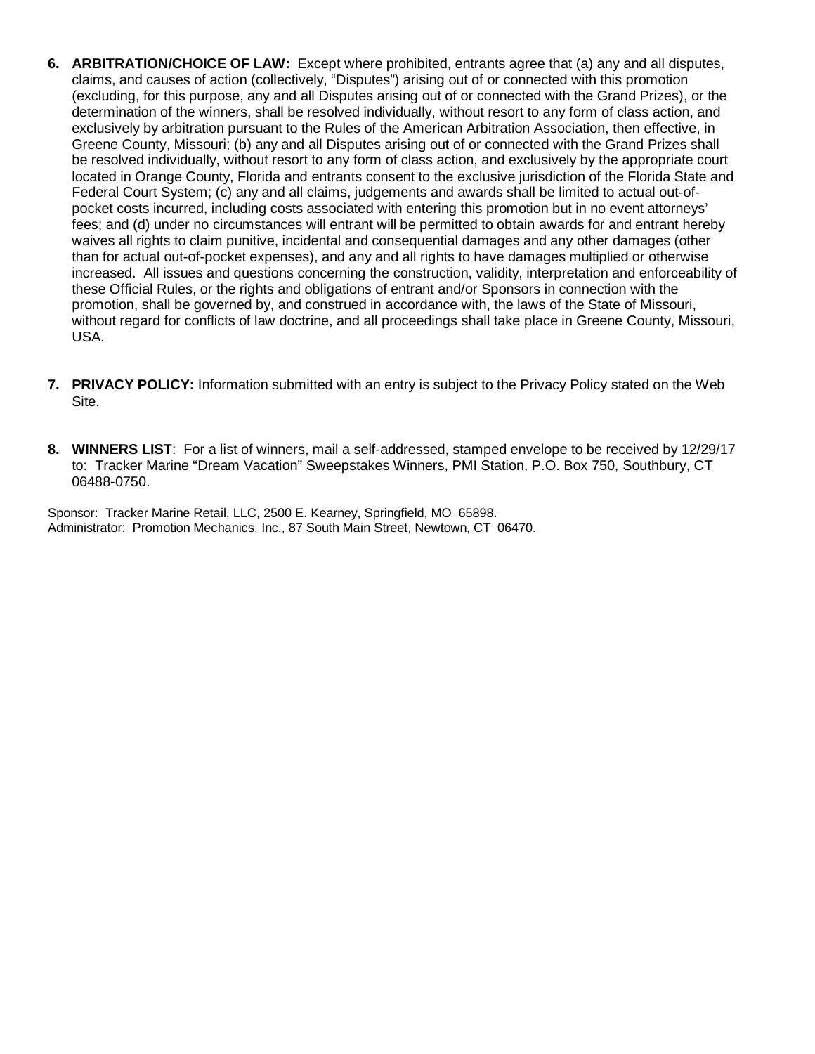6. **ARBITRATION/CHOICE OF LAW:** Except where prohibited, entrants agree that (a) any and all disputes, claims, and causes of action (collectively, "Disputes") arising out of or connected with this promotion (excluding, for this purpose, any and all Disputes arising out of or connected with the Grand Prizes), or the determination of the winners, shall be resolved individually, without resort to any form of class action, and exclusively by arbitration pursuant to the Rules of the American Arbitration Association, then effective, in Greene County, Missouri; (b) any and all Disputes arising out of or connected with the Grand Prizes shall be resolved individually, without resort to any form of class action, and exclusively by the appropriate court located in Orange County, Florida and entrants consent to the exclusive jurisdiction of the Florida State and Federal Court System; (c) any and all claims, judgements and awards shall be limited to actual out-of-pocket costs incurred, including costs associated with entering this promotion but in no event attorneys' fees; and (d) under no circumstances will entrant will be permitted to obtain awards for and entrant hereby waives all rights to claim punitive, incidental and consequential damages and any other damages (other than for actual out-of-pocket expenses), and any and all rights to have damages multiplied or otherwise increased. All issues and questions concerning the construction, validity, interpretation and enforceability of these Official Rules, or the rights and obligations of entrant and/or Sponsors in connection with the promotion, shall be governed by, and construed in accordance with, the laws of the State of Missouri, without regard for conflicts of law doctrine, and all proceedings shall take place in Greene County, Missouri, USA.

7. **PRIVACY POLICY:** Information submitted with an entry is subject to the Privacy Policy stated on the Web Site.

8. **WINNERS LIST**: For a list of winners, mail a self-addressed, stamped envelope to be received by 12/29/17 to: Tracker Marine "Dream Vacation" Sweepstakes Winners, PMI Station, P.O. Box 750, Southbury, CT 06488-0750.

Sponsor: Tracker Marine Retail, LLC, 2500 E. Kearney, Springfield, MO 65898.
Administrator: Promotion Mechanics, Inc., 87 South Main Street, Newtown, CT 06470.